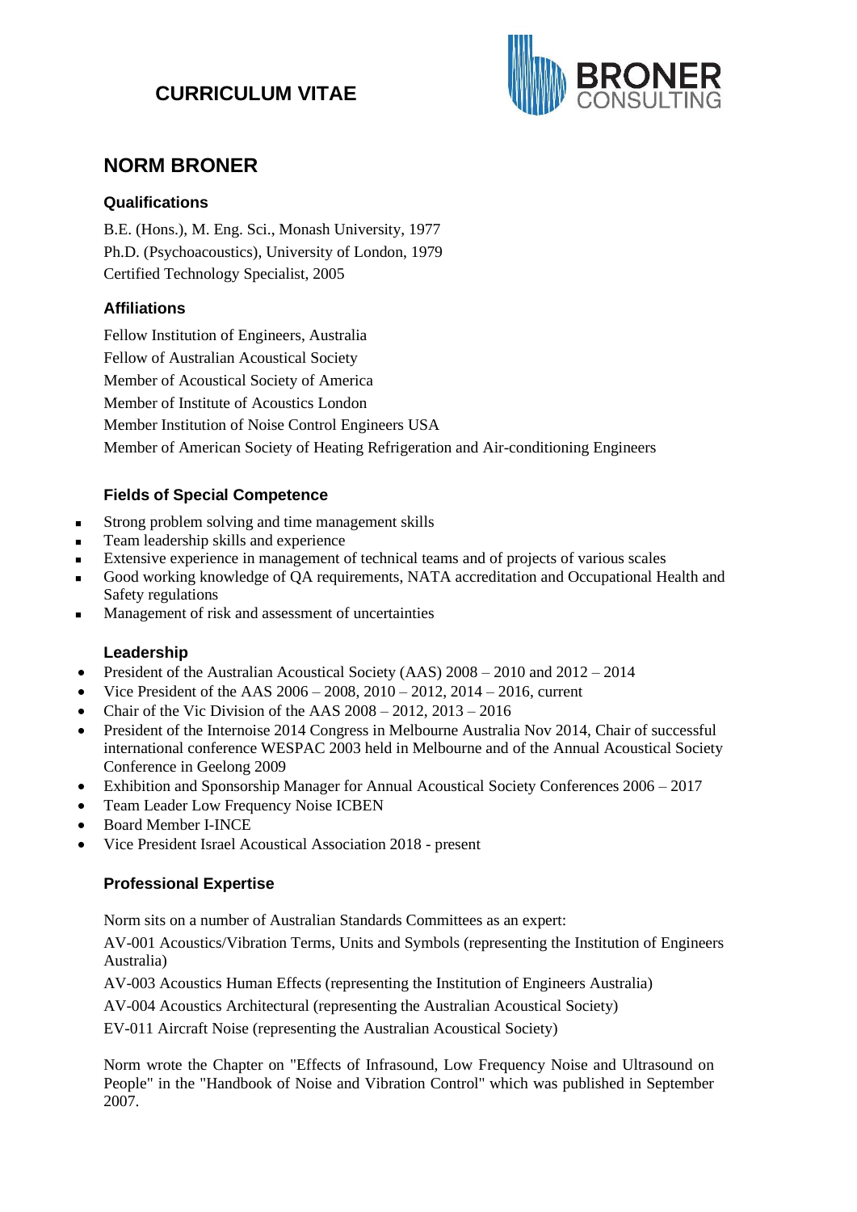# CURRICULUM VITAE

## NORM BRONER

### Qualifications

B.E. (Hons.), M. Eng. Sci., Monash University, 1977
Ph.D. (Psychoacoustics), University of London, 1979
Certified Technology Specialist, 2005

### Affiliations

Fellow Institution of Engineers, Australia
Fellow of Australian Acoustical Society
Member of Acoustical Society of America
Member of Institute of Acoustics London
Member Institution of Noise Control Engineers USA
Member of American Society of Heating Refrigeration and Air-conditioning Engineers

### Fields of Special Competence

- Strong problem solving and time management skills
- Team leadership skills and experience
- Extensive experience in management of technical teams and of projects of various scales
- Good working knowledge of QA requirements, NATA accreditation and Occupational Health and Safety regulations
- Management of risk and assessment of uncertainties

### Leadership

- President of the Australian Acoustical Society (AAS) 2008 – 2010 and 2012 – 2014
- Vice President of the AAS 2006 – 2008, 2010 – 2012, 2014 – 2016, current
- Chair of the Vic Division of the AAS 2008 – 2012, 2013 – 2016
- President of the Internoise 2014 Congress in Melbourne Australia Nov 2014, Chair of successful international conference WESPAC 2003 held in Melbourne and of the Annual Acoustical Society Conference in Geelong 2009
- Exhibition and Sponsorship Manager for Annual Acoustical Society Conferences 2006 – 2017
- Team Leader Low Frequency Noise ICBEN
- Board Member I-INCE
- Vice President Israel Acoustical Association 2018 - present

### Professional Expertise

Norm sits on a number of Australian Standards Committees as an expert:

AV-001 Acoustics/Vibration Terms, Units and Symbols (representing the Institution of Engineers Australia)

AV-003 Acoustics Human Effects (representing the Institution of Engineers Australia)

AV-004 Acoustics Architectural (representing the Australian Acoustical Society)

EV-011 Aircraft Noise (representing the Australian Acoustical Society)

Norm wrote the Chapter on "Effects of Infrasound, Low Frequency Noise and Ultrasound on People" in the "Handbook of Noise and Vibration Control" which was published in September 2007.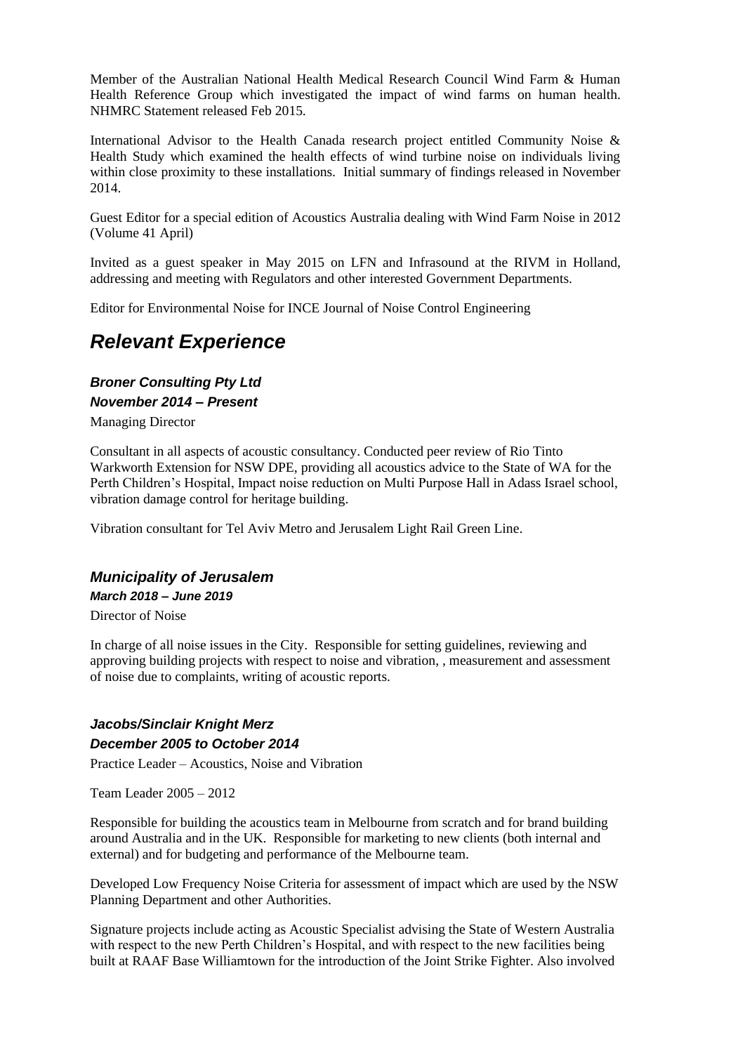Member of the Australian National Health Medical Research Council Wind Farm & Human Health Reference Group which investigated the impact of wind farms on human health. NHMRC Statement released Feb 2015.

International Advisor to the Health Canada research project entitled Community Noise & Health Study which examined the health effects of wind turbine noise on individuals living within close proximity to these installations. Initial summary of findings released in November 2014.

Guest Editor for a special edition of Acoustics Australia dealing with Wind Farm Noise in 2012 (Volume 41 April)

Invited as a guest speaker in May 2015 on LFN and Infrasound at the RIVM in Holland, addressing and meeting with Regulators and other interested Government Departments.

Editor for Environmental Noise for INCE Journal of Noise Control Engineering

# *Relevant Experience*

### *Broner Consulting Pty Ltd*

### *November 2014 – Present*

Managing Director

Consultant in all aspects of acoustic consultancy. Conducted peer review of Rio Tinto Warkworth Extension for NSW DPE, providing all acoustics advice to the State of WA for the Perth Children's Hospital, Impact noise reduction on Multi Purpose Hall in Adass Israel school, vibration damage control for heritage building.

Vibration consultant for Tel Aviv Metro and Jerusalem Light Rail Green Line.

### *Municipality of Jerusalem*

#### *March 2018 – June 2019*

Director of Noise

In charge of all noise issues in the City. Responsible for setting guidelines, reviewing and approving building projects with respect to noise and vibration, , measurement and assessment of noise due to complaints, writing of acoustic reports.

### *Jacobs/Sinclair Knight Merz*

### *December 2005 to October 2014*

Practice Leader – Acoustics, Noise and Vibration

Team Leader 2005 – 2012

Responsible for building the acoustics team in Melbourne from scratch and for brand building around Australia and in the UK. Responsible for marketing to new clients (both internal and external) and for budgeting and performance of the Melbourne team.

Developed Low Frequency Noise Criteria for assessment of impact which are used by the NSW Planning Department and other Authorities.

Signature projects include acting as Acoustic Specialist advising the State of Western Australia with respect to the new Perth Children's Hospital, and with respect to the new facilities being built at RAAF Base Williamtown for the introduction of the Joint Strike Fighter. Also involved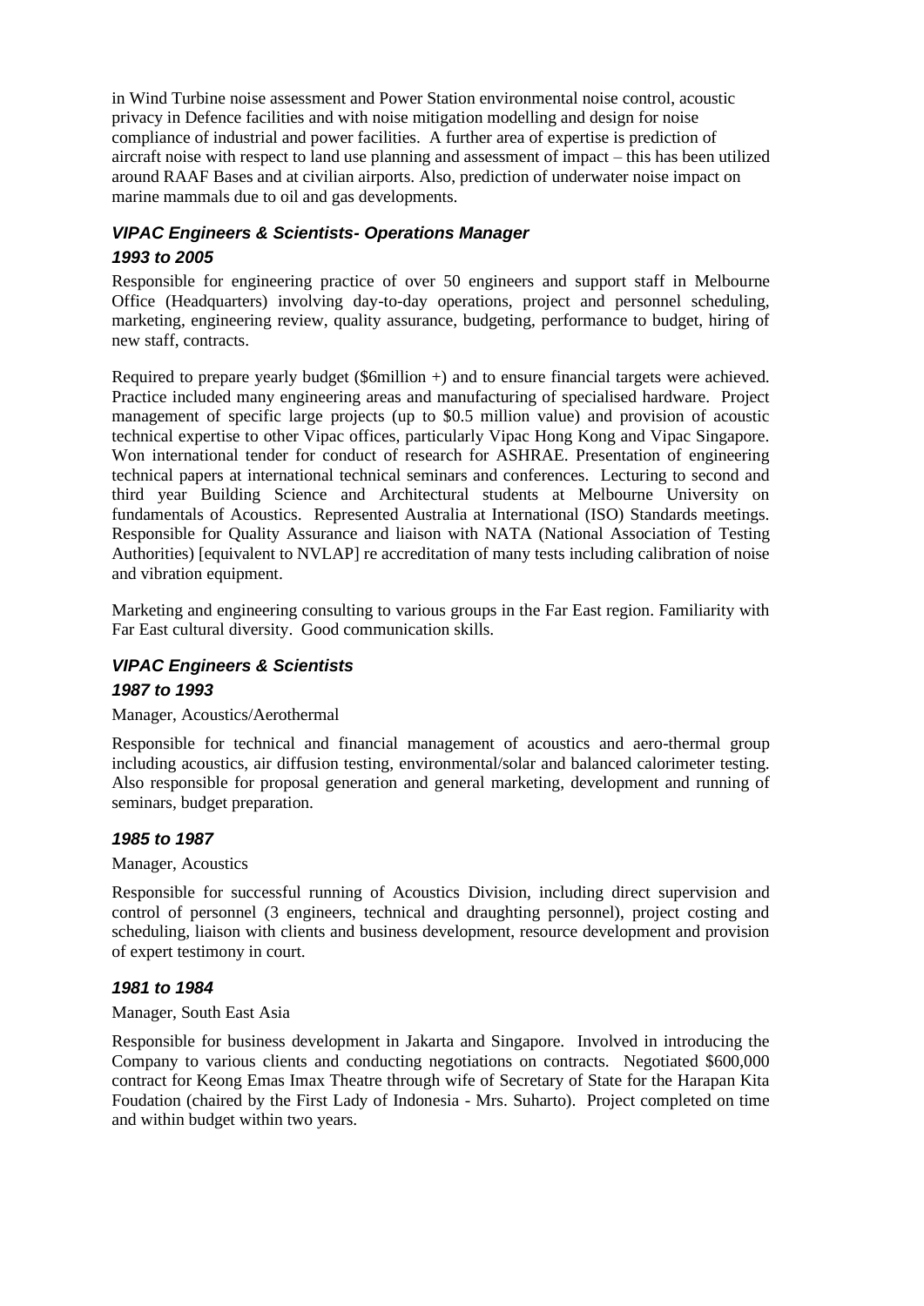in Wind Turbine noise assessment and Power Station environmental noise control, acoustic privacy in Defence facilities and with noise mitigation modelling and design for noise compliance of industrial and power facilities. A further area of expertise is prediction of aircraft noise with respect to land use planning and assessment of impact – this has been utilized around RAAF Bases and at civilian airports. Also, prediction of underwater noise impact on marine mammals due to oil and gas developments.

### *VIPAC Engineers & Scientists- Operations Manager*

### *1993 to 2005*

Responsible for engineering practice of over 50 engineers and support staff in Melbourne Office (Headquarters) involving day-to-day operations, project and personnel scheduling, marketing, engineering review, quality assurance, budgeting, performance to budget, hiring of new staff, contracts.

Required to prepare yearly budget ($6million +) and to ensure financial targets were achieved. Practice included many engineering areas and manufacturing of specialised hardware. Project management of specific large projects (up to $0.5 million value) and provision of acoustic technical expertise to other Vipac offices, particularly Vipac Hong Kong and Vipac Singapore. Won international tender for conduct of research for ASHRAE. Presentation of engineering technical papers at international technical seminars and conferences. Lecturing to second and third year Building Science and Architectural students at Melbourne University on fundamentals of Acoustics. Represented Australia at International (ISO) Standards meetings. Responsible for Quality Assurance and liaison with NATA (National Association of Testing Authorities) [equivalent to NVLAP] re accreditation of many tests including calibration of noise and vibration equipment.

Marketing and engineering consulting to various groups in the Far East region. Familiarity with Far East cultural diversity. Good communication skills.

### *VIPAC Engineers & Scientists*

### *1987 to 1993*

Manager, Acoustics/Aerothermal

Responsible for technical and financial management of acoustics and aero-thermal group including acoustics, air diffusion testing, environmental/solar and balanced calorimeter testing. Also responsible for proposal generation and general marketing, development and running of seminars, budget preparation.

### *1985 to 1987*

Manager, Acoustics

Responsible for successful running of Acoustics Division, including direct supervision and control of personnel (3 engineers, technical and draughting personnel), project costing and scheduling, liaison with clients and business development, resource development and provision of expert testimony in court.

### *1981 to 1984*

Manager, South East Asia

Responsible for business development in Jakarta and Singapore. Involved in introducing the Company to various clients and conducting negotiations on contracts. Negotiated $600,000 contract for Keong Emas Imax Theatre through wife of Secretary of State for the Harapan Kita Foudation (chaired by the First Lady of Indonesia - Mrs. Suharto). Project completed on time and within budget within two years.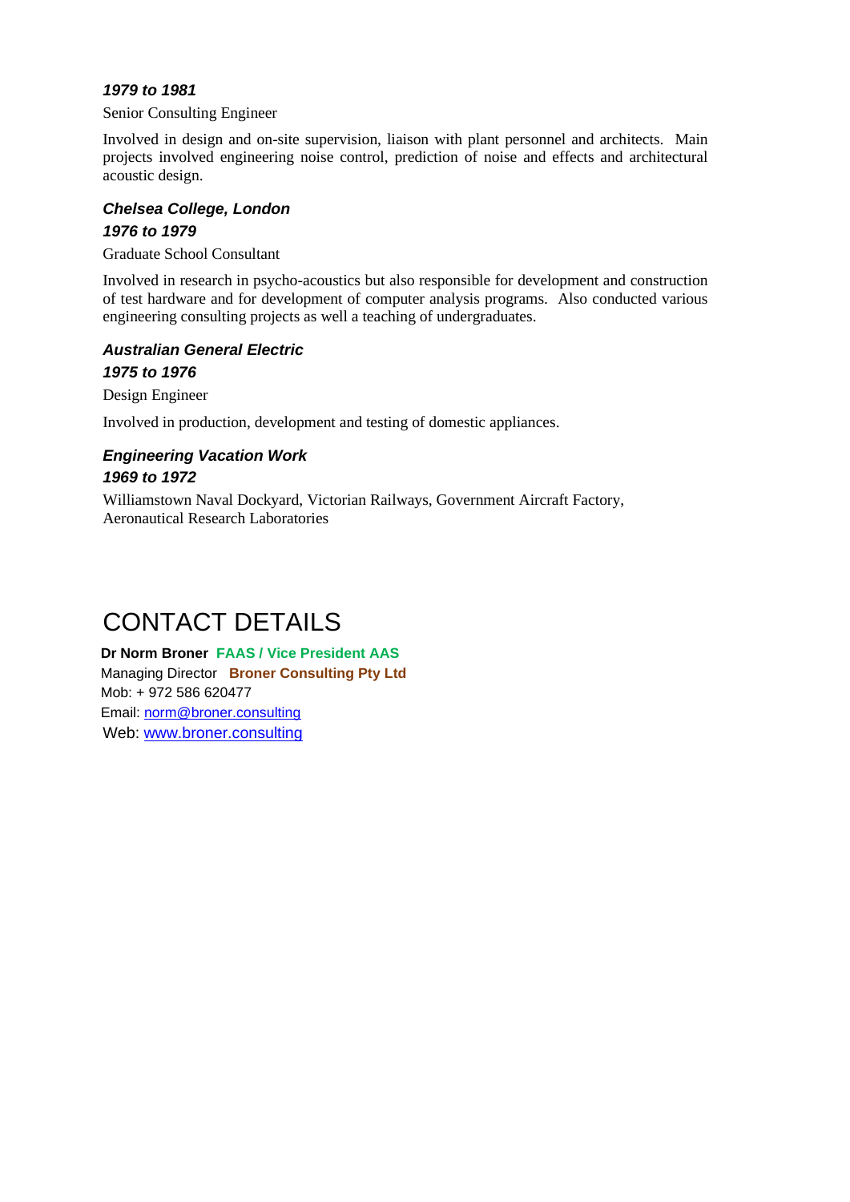***1979 to 1981***

Senior Consulting Engineer

Involved in design and on-site supervision, liaison with plant personnel and architects. Main projects involved engineering noise control, prediction of noise and effects and architectural acoustic design.

***Chelsea College, London***

***1976 to 1979***

Graduate School Consultant

Involved in research in psycho-acoustics but also responsible for development and construction of test hardware and for development of computer analysis programs. Also conducted various engineering consulting projects as well a teaching of undergraduates.

***Australian General Electric***

***1975 to 1976***

Design Engineer

Involved in production, development and testing of domestic appliances.

***Engineering Vacation Work***

***1969 to 1972***

Williamstown Naval Dockyard, Victorian Railways, Government Aircraft Factory, Aeronautical Research Laboratories

# CONTACT DETAILS

**Dr Norm Broner** **FAAS / Vice President AAS**
Managing Director **Broner Consulting Pty Ltd**
Mob: + 972 586 620477
Email: norm@broner.consulting
Web: www.broner.consulting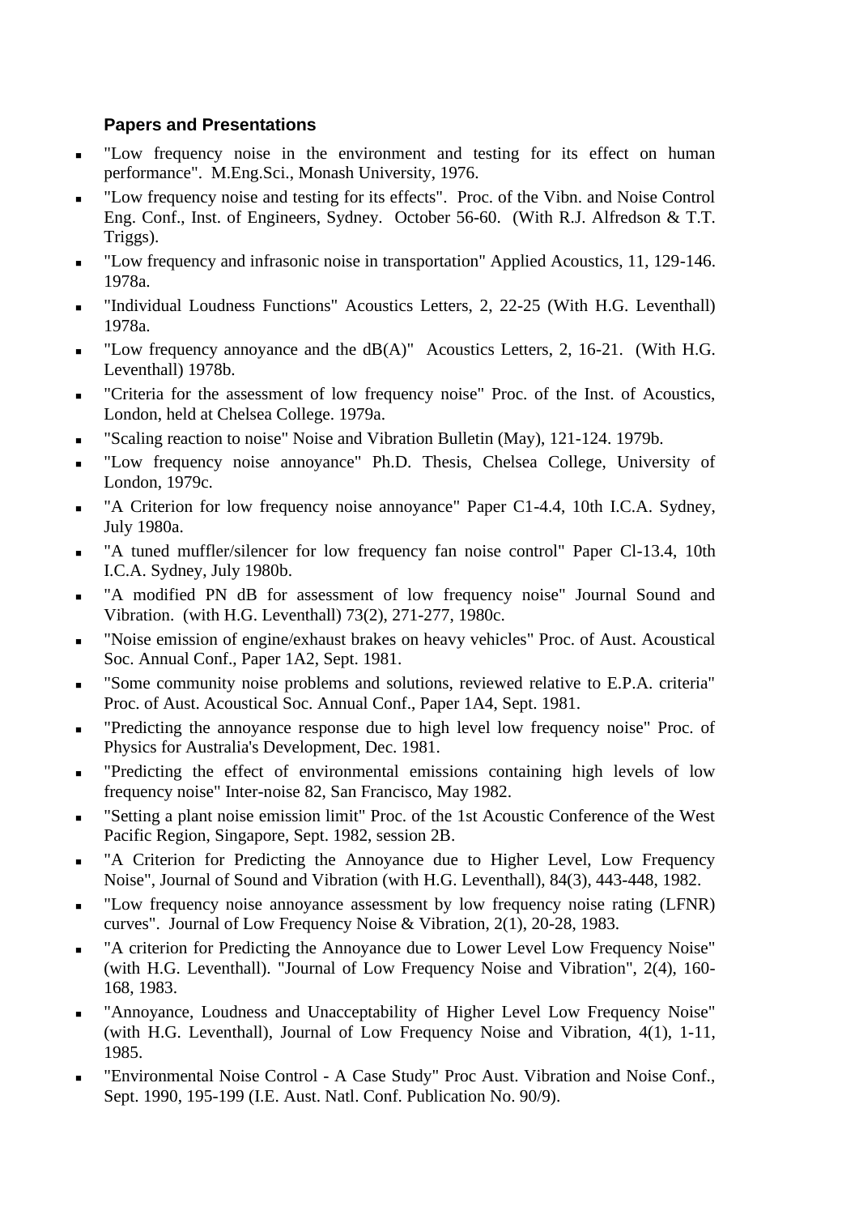### Papers and Presentations

- "Low frequency noise in the environment and testing for its effect on human performance". M.Eng.Sci., Monash University, 1976.
- "Low frequency noise and testing for its effects". Proc. of the Vibn. and Noise Control Eng. Conf., Inst. of Engineers, Sydney. October 56-60. (With R.J. Alfredson & T.T. Triggs).
- "Low frequency and infrasonic noise in transportation" Applied Acoustics, 11, 129-146. 1978a.
- "Individual Loudness Functions" Acoustics Letters, 2, 22-25 (With H.G. Leventhall) 1978a.
- "Low frequency annoyance and the dB(A)" Acoustics Letters, 2, 16-21. (With H.G. Leventhall) 1978b.
- "Criteria for the assessment of low frequency noise" Proc. of the Inst. of Acoustics, London, held at Chelsea College. 1979a.
- "Scaling reaction to noise" Noise and Vibration Bulletin (May), 121-124. 1979b.
- "Low frequency noise annoyance" Ph.D. Thesis, Chelsea College, University of London, 1979c.
- "A Criterion for low frequency noise annoyance" Paper C1-4.4, 10th I.C.A. Sydney, July 1980a.
- "A tuned muffler/silencer for low frequency fan noise control" Paper Cl-13.4, 10th I.C.A. Sydney, July 1980b.
- "A modified PN dB for assessment of low frequency noise" Journal Sound and Vibration. (with H.G. Leventhall) 73(2), 271-277, 1980c.
- "Noise emission of engine/exhaust brakes on heavy vehicles" Proc. of Aust. Acoustical Soc. Annual Conf., Paper 1A2, Sept. 1981.
- "Some community noise problems and solutions, reviewed relative to E.P.A. criteria" Proc. of Aust. Acoustical Soc. Annual Conf., Paper 1A4, Sept. 1981.
- "Predicting the annoyance response due to high level low frequency noise" Proc. of Physics for Australia's Development, Dec. 1981.
- "Predicting the effect of environmental emissions containing high levels of low frequency noise" Inter-noise 82, San Francisco, May 1982.
- "Setting a plant noise emission limit" Proc. of the 1st Acoustic Conference of the West Pacific Region, Singapore, Sept. 1982, session 2B.
- "A Criterion for Predicting the Annoyance due to Higher Level, Low Frequency Noise", Journal of Sound and Vibration (with H.G. Leventhall), 84(3), 443-448, 1982.
- "Low frequency noise annoyance assessment by low frequency noise rating (LFNR) curves". Journal of Low Frequency Noise & Vibration, 2(1), 20-28, 1983.
- "A criterion for Predicting the Annoyance due to Lower Level Low Frequency Noise" (with H.G. Leventhall). "Journal of Low Frequency Noise and Vibration", 2(4), 160-168, 1983.
- "Annoyance, Loudness and Unacceptability of Higher Level Low Frequency Noise" (with H.G. Leventhall), Journal of Low Frequency Noise and Vibration, 4(1), 1-11, 1985.
- "Environmental Noise Control - A Case Study" Proc Aust. Vibration and Noise Conf., Sept. 1990, 195-199 (I.E. Aust. Natl. Conf. Publication No. 90/9).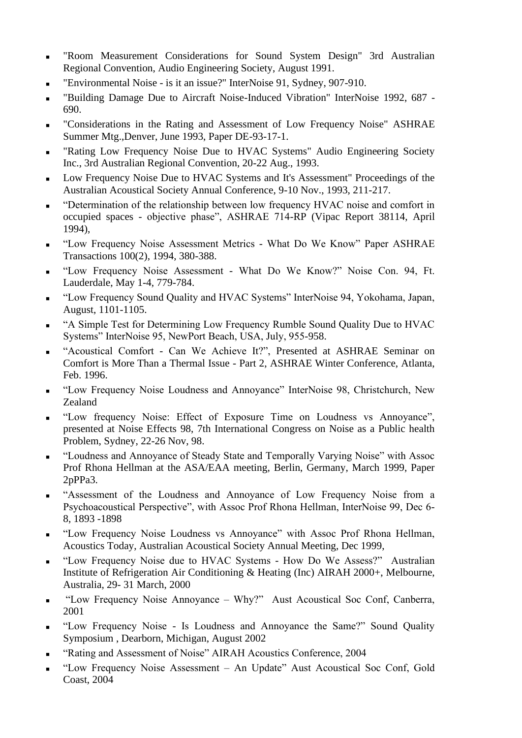- "Room Measurement Considerations for Sound System Design" 3rd Australian Regional Convention, Audio Engineering Society, August 1991.
- "Environmental Noise - is it an issue?" InterNoise 91, Sydney, 907-910.
- "Building Damage Due to Aircraft Noise-Induced Vibration" InterNoise 1992, 687 - 690.
- "Considerations in the Rating and Assessment of Low Frequency Noise" ASHRAE Summer Mtg.,Denver, June 1993, Paper DE-93-17-1.
- "Rating Low Frequency Noise Due to HVAC Systems" Audio Engineering Society Inc., 3rd Australian Regional Convention, 20-22 Aug., 1993.
- Low Frequency Noise Due to HVAC Systems and It's Assessment" Proceedings of the Australian Acoustical Society Annual Conference, 9-10 Nov., 1993, 211-217.
- "Determination of the relationship between low frequency HVAC noise and comfort in occupied spaces - objective phase", ASHRAE 714-RP (Vipac Report 38114, April 1994),
- "Low Frequency Noise Assessment Metrics - What Do We Know" Paper ASHRAE Transactions 100(2), 1994, 380-388.
- "Low Frequency Noise Assessment - What Do We Know?" Noise Con. 94, Ft. Lauderdale, May 1-4, 779-784.
- "Low Frequency Sound Quality and HVAC Systems" InterNoise 94, Yokohama, Japan, August, 1101-1105.
- "A Simple Test for Determining Low Frequency Rumble Sound Quality Due to HVAC Systems" InterNoise 95, NewPort Beach, USA, July, 955-958.
- "Acoustical Comfort - Can We Achieve It?", Presented at ASHRAE Seminar on Comfort is More Than a Thermal Issue - Part 2, ASHRAE Winter Conference, Atlanta, Feb. 1996.
- "Low Frequency Noise Loudness and Annoyance" InterNoise 98, Christchurch, New Zealand
- "Low frequency Noise: Effect of Exposure Time on Loudness vs Annoyance", presented at Noise Effects 98, 7th International Congress on Noise as a Public health Problem, Sydney, 22-26 Nov, 98.
- "Loudness and Annoyance of Steady State and Temporally Varying Noise" with Assoc Prof Rhona Hellman at the ASA/EAA meeting, Berlin, Germany, March 1999, Paper 2pPPa3.
- "Assessment of the Loudness and Annoyance of Low Frequency Noise from a Psychoacoustical Perspective", with Assoc Prof Rhona Hellman, InterNoise 99, Dec 6-8, 1893 -1898
- "Low Frequency Noise Loudness vs Annoyance" with Assoc Prof Rhona Hellman, Acoustics Today, Australian Acoustical Society Annual Meeting, Dec 1999,
- "Low Frequency Noise due to HVAC Systems - How Do We Assess?" Australian Institute of Refrigeration Air Conditioning & Heating (Inc) AIRAH 2000+, Melbourne, Australia, 29- 31 March, 2000
- "Low Frequency Noise Annoyance – Why?" Aust Acoustical Soc Conf, Canberra, 2001
- "Low Frequency Noise - Is Loudness and Annoyance the Same?" Sound Quality Symposium , Dearborn, Michigan, August 2002
- "Rating and Assessment of Noise" AIRAH Acoustics Conference, 2004
- "Low Frequency Noise Assessment – An Update" Aust Acoustical Soc Conf, Gold Coast, 2004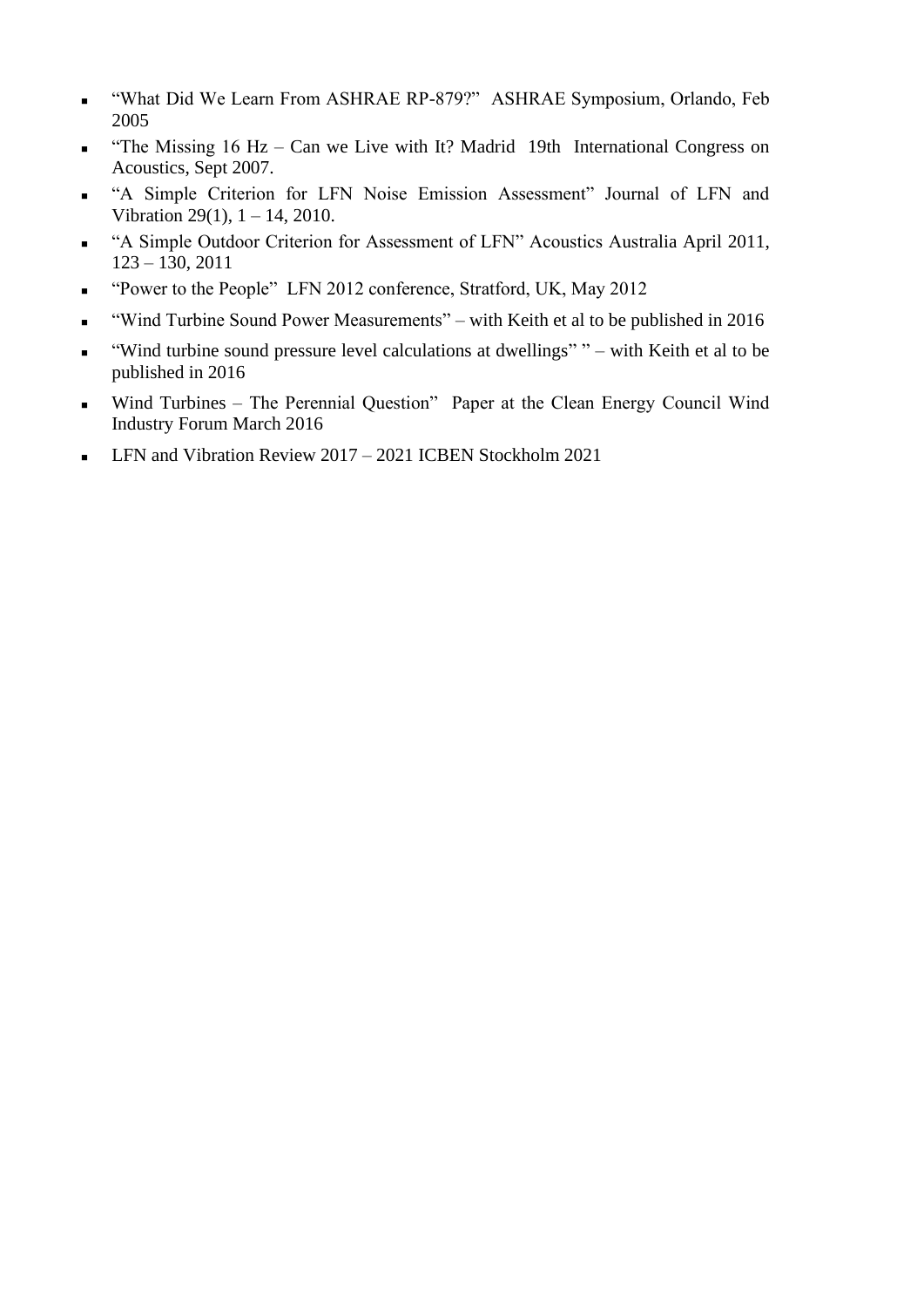- "What Did We Learn From ASHRAE RP-879?" ASHRAE Symposium, Orlando, Feb 2005
- "The Missing 16 Hz – Can we Live with It? Madrid 19th International Congress on Acoustics, Sept 2007.
- "A Simple Criterion for LFN Noise Emission Assessment" Journal of LFN and Vibration 29(1), 1 – 14, 2010.
- "A Simple Outdoor Criterion for Assessment of LFN" Acoustics Australia April 2011, 123 – 130, 2011
- "Power to the People" LFN 2012 conference, Stratford, UK, May 2012
- "Wind Turbine Sound Power Measurements" – with Keith et al to be published in 2016
- "Wind turbine sound pressure level calculations at dwellings" " – with Keith et al to be published in 2016
- Wind Turbines – The Perennial Question" Paper at the Clean Energy Council Wind Industry Forum March 2016
- LFN and Vibration Review 2017 – 2021 ICBEN Stockholm 2021